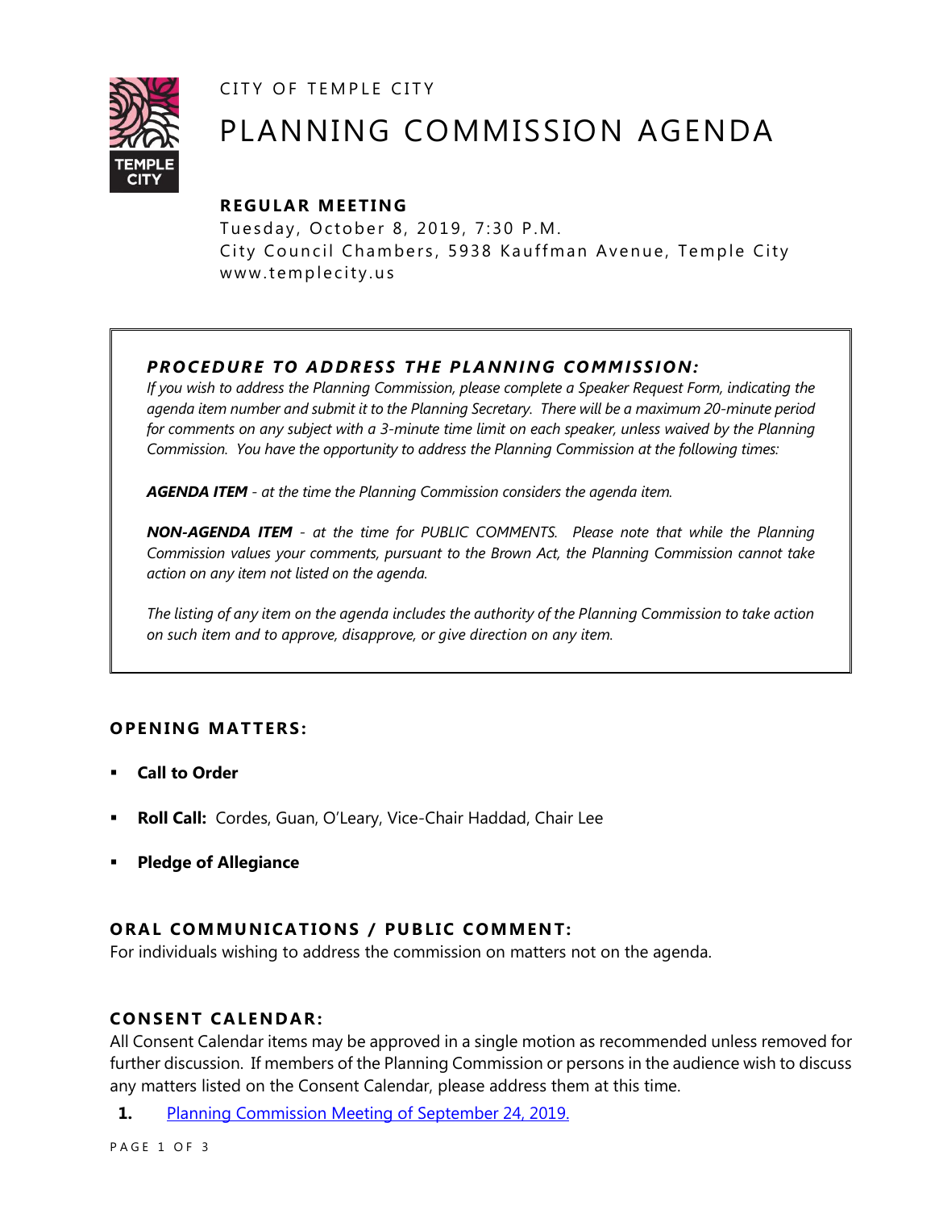CITY OF TEMPLE CITY

# PLANNING COMMISSION AGENDA

**REGULAR MEETING**

Tuesday, October 8, 2019, 7:30 P.M.
City Council Chambers, 5938 Kauffman Avenue, Temple City
www.templecity.us

***PROCEDURE TO ADDRESS THE PLANNING COMMISSION:***

*If you wish to address the Planning Commission, please complete a Speaker Request Form, indicating the agenda item number and submit it to the Planning Secretary. There will be a maximum 20-minute period for comments on any subject with a 3-minute time limit on each speaker, unless waived by the Planning Commission. You have the opportunity to address the Planning Commission at the following times:*

***AGENDA ITEM** - at the time the Planning Commission considers the agenda item.*

***NON-AGENDA ITEM** - at the time for PUBLIC COMMENTS. Please note that while the Planning Commission values your comments, pursuant to the Brown Act, the Planning Commission cannot take action on any item not listed on the agenda.*

*The listing of any item on the agenda includes the authority of the Planning Commission to take action on such item and to approve, disapprove, or give direction on any item.*

## OPENING MATTERS:

- **Call to Order**
- **Roll Call:** Cordes, Guan, O'Leary, Vice-Chair Haddad, Chair Lee
- **Pledge of Allegiance**

## ORAL COMMUNICATIONS / PUBLIC COMMENT:

For individuals wishing to address the commission on matters not on the agenda.

## CONSENT CALENDAR:

All Consent Calendar items may be approved in a single motion as recommended unless removed for further discussion. If members of the Planning Commission or persons in the audience wish to discuss any matters listed on the Consent Calendar, please address them at this time.

**1.** Planning Commission Meeting of September 24, 2019.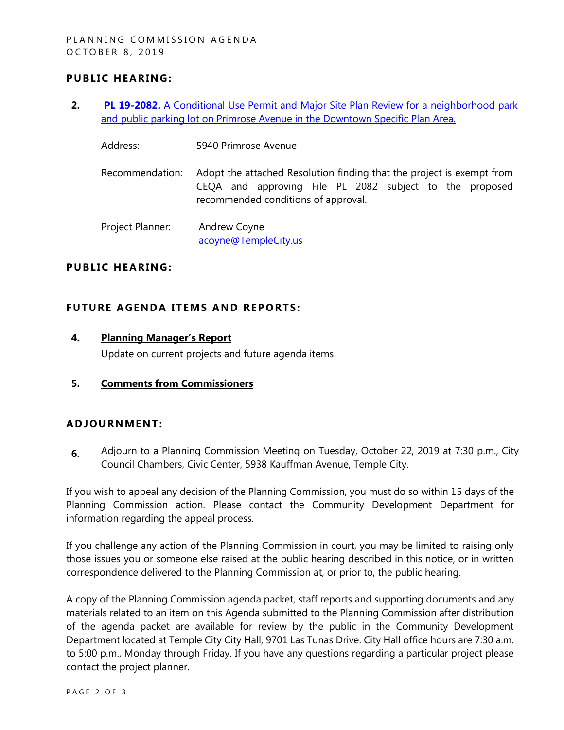## PUBLIC HEARING:

2. **PL 19-2082.** A Conditional Use Permit and Major Site Plan Review for a neighborhood park and public parking lot on Primrose Avenue in the Downtown Specific Plan Area.

   Address: 5940 Primrose Avenue

   Recommendation: Adopt the attached Resolution finding that the project is exempt from CEQA and approving File PL 2082 subject to the proposed recommended conditions of approval.

   Project Planner: Andrew Coyne
   acoyne@TempleCity.us

## PUBLIC HEARING:

## FUTURE AGENDA ITEMS AND REPORTS:

4. **Planning Manager's Report**

   Update on current projects and future agenda items.

5. **Comments from Commissioners**

## ADJOURNMENT:

6. Adjourn to a Planning Commission Meeting on Tuesday, October 22, 2019 at 7:30 p.m., City Council Chambers, Civic Center, 5938 Kauffman Avenue, Temple City.

If you wish to appeal any decision of the Planning Commission, you must do so within 15 days of the Planning Commission action. Please contact the Community Development Department for information regarding the appeal process.

If you challenge any action of the Planning Commission in court, you may be limited to raising only those issues you or someone else raised at the public hearing described in this notice, or in written correspondence delivered to the Planning Commission at, or prior to, the public hearing.

A copy of the Planning Commission agenda packet, staff reports and supporting documents and any materials related to an item on this Agenda submitted to the Planning Commission after distribution of the agenda packet are available for review by the public in the Community Development Department located at Temple City City Hall, 9701 Las Tunas Drive. City Hall office hours are 7:30 a.m. to 5:00 p.m., Monday through Friday. If you have any questions regarding a particular project please contact the project planner.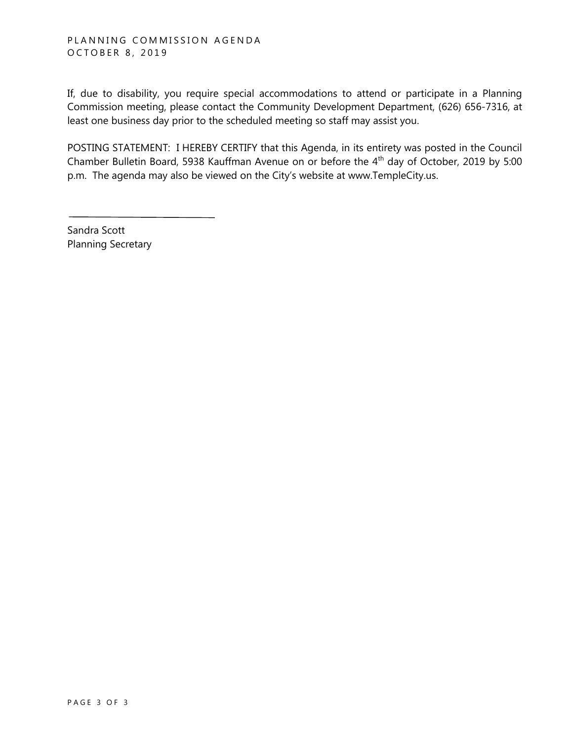If, due to disability, you require special accommodations to attend or participate in a Planning Commission meeting, please contact the Community Development Department, (626) 656-7316, at least one business day prior to the scheduled meeting so staff may assist you.

POSTING STATEMENT: I HEREBY CERTIFY that this Agenda, in its entirety was posted in the Council Chamber Bulletin Board, 5938 Kauffman Avenue on or before the 4th day of October, 2019 by 5:00 p.m. The agenda may also be viewed on the City's website at www.TempleCity.us.

\_\_\_\_\_\_\_\_\_\_\_\_\_\_\_\_\_\_\_\_\_\_\_\_\_\_\_\_

Sandra Scott
Planning Secretary